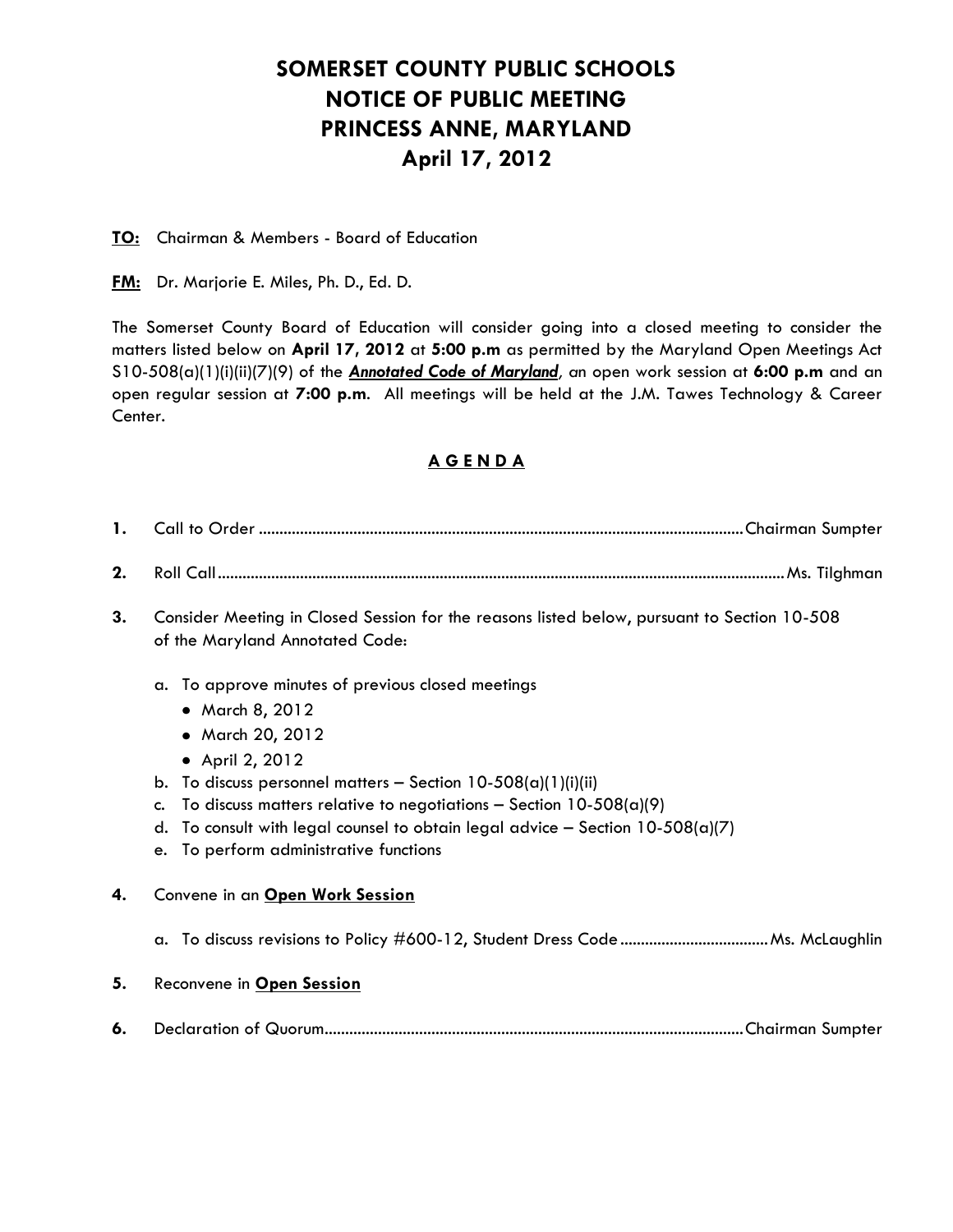# SOMERSET COUNTY PUBLIC SCHOOLS
# NOTICE OF PUBLIC MEETING
# PRINCESS ANNE, MARYLAND
# April 17, 2012

**TO:** Chairman & Members - Board of Education

**FM:** Dr. Marjorie E. Miles, Ph. D., Ed. D.

The Somerset County Board of Education will consider going into a closed meeting to consider the matters listed below on **April 17, 2012** at **5:00 p.m** as permitted by the Maryland Open Meetings Act S10-508(a)(1)(i)(ii)(7)(9) of the ***Annotated Code of Maryland***, an open work session at **6:00 p.m** and an open regular session at **7:00 p.m**. All meetings will be held at the J.M. Tawes Technology & Career Center.

## A G E N D A

**1.** Call to Order ........................................ Chairman Sumpter

**2.** Roll Call ........................................ Ms. Tilghman

**3.** Consider Meeting in Closed Session for the reasons listed below, pursuant to Section 10-508 of the Maryland Annotated Code:

   a. To approve minutes of previous closed meetings
      - March 8, 2012
      - March 20, 2012
      - April 2, 2012

   b. To discuss personnel matters – Section 10-508(a)(1)(i)(ii)

   c. To discuss matters relative to negotiations – Section 10-508(a)(9)

   d. To consult with legal counsel to obtain legal advice – Section 10-508(a)(7)

   e. To perform administrative functions

**4.** Convene in an **Open Work Session**

   a. To discuss revisions to Policy #600-12, Student Dress Code ........................................ Ms. McLaughlin

**5.** Reconvene in **Open Session**

**6.** Declaration of Quorum ........................................ Chairman Sumpter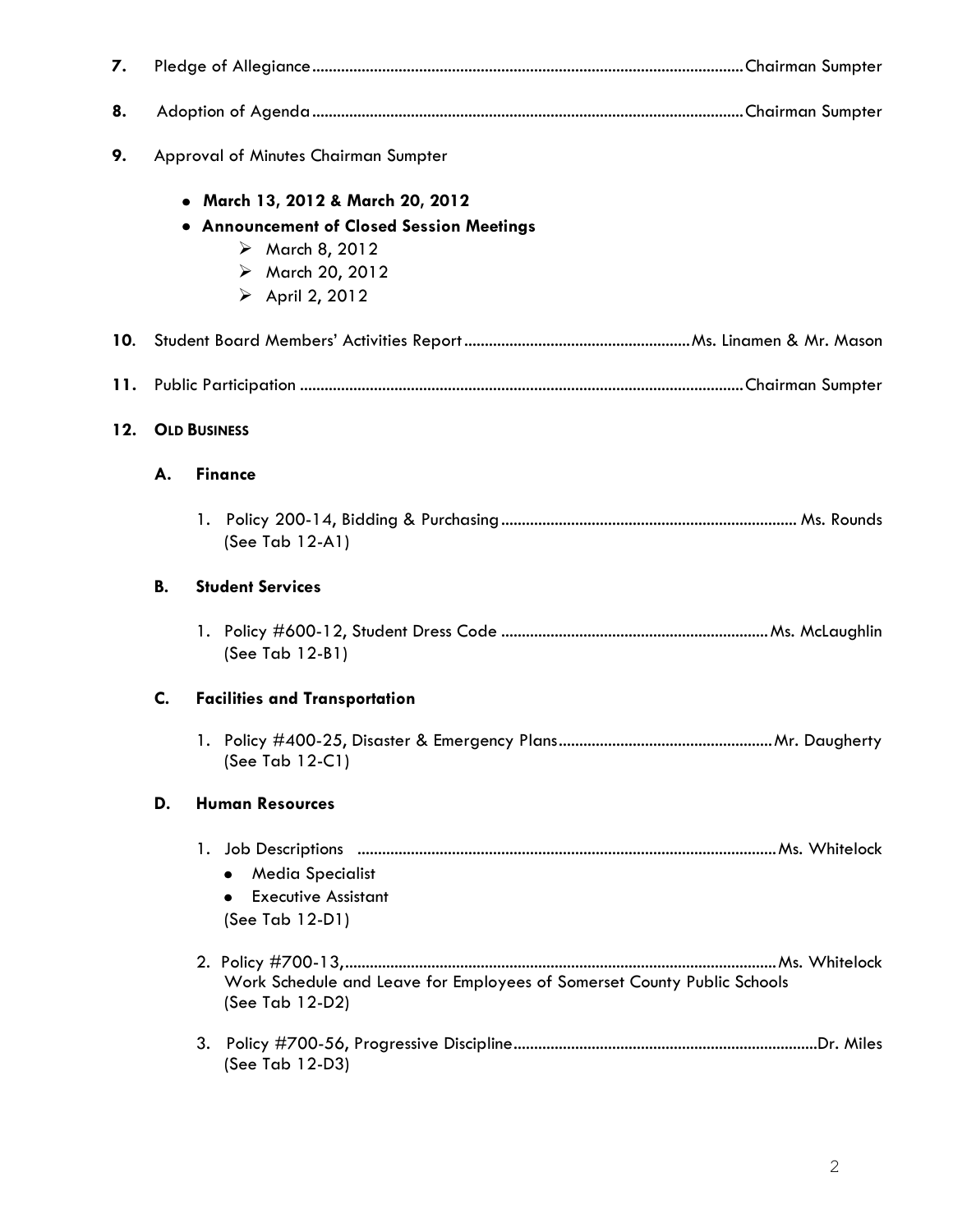7. Pledge of Allegiance........................................................................................................Chairman Sumpter

8. Adoption of Agenda........................................................................................................Chairman Sumpter

9. Approval of Minutes Chairman Sumpter

   - **March 13, 2012 & March 20, 2012**
   - **Announcement of Closed Session Meetings**
     - March 8, 2012
     - March 20, 2012
     - April 2, 2012

10. Student Board Members' Activities Report.......................................................Ms. Linamen & Mr. Mason

11. Public Participation ........................................................................................................Chairman Sumpter

12. **OLD BUSINESS**

    **A. Finance**

    1. Policy 200-14, Bidding & Purchasing....................................................................... Ms. Rounds
       (See Tab 12-A1)

    **B. Student Services**

    1. Policy #600-12, Student Dress Code ................................................................Ms. McLaughlin
       (See Tab 12-B1)

    **C. Facilities and Transportation**

    1. Policy #400-25, Disaster & Emergency Plans....................................................Mr. Daugherty
       (See Tab 12-C1)

    **D. Human Resources**

    1. Job Descriptions .....................................................................................................Ms. Whitelock
       - Media Specialist
       - Executive Assistant

       (See Tab 12-D1)

    2. Policy #700-13,.........................................................................................................Ms. Whitelock
       Work Schedule and Leave for Employees of Somerset County Public Schools
       (See Tab 12-D2)

    3. Policy #700-56, Progressive Discipline..........................................................................Dr. Miles
       (See Tab 12-D3)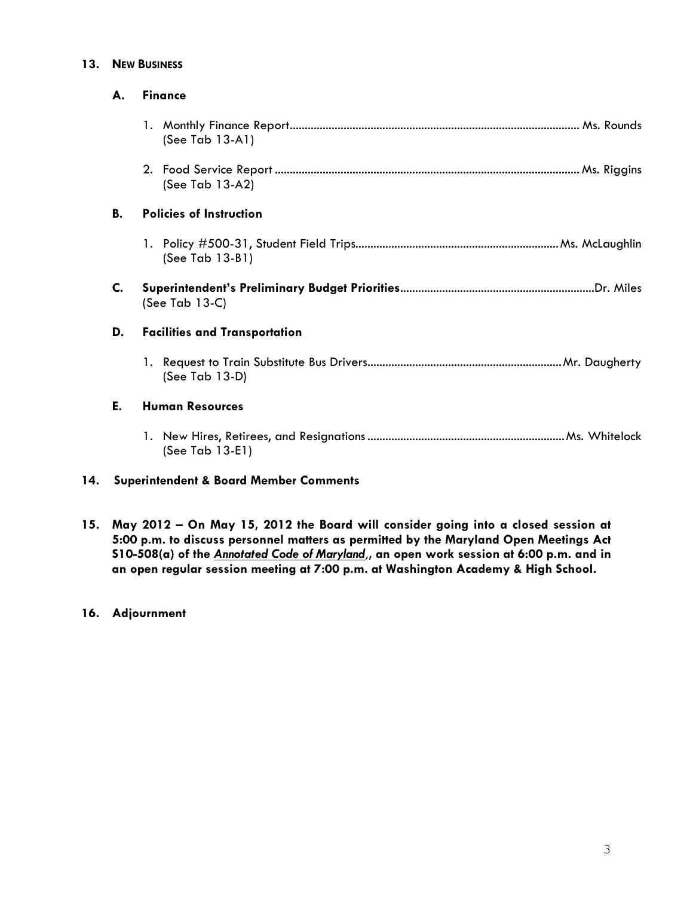**13. NEW BUSINESS**

**A. Finance**

1. Monthly Finance Report............................................................................................... Ms. Rounds
   (See Tab 13-A1)

2. Food Service Report ..................................................................................................... Ms. Riggins
   (See Tab 13-A2)

**B. Policies of Instruction**

1. Policy #500-31, Student Field Trips.................................................................... Ms. McLaughlin
   (See Tab 13-B1)

**C. Superintendent's Preliminary Budget Priorities**.................................................................Dr. Miles
(See Tab 13-C)

**D. Facilities and Transportation**

1. Request to Train Substitute Bus Drivers.................................................................Mr. Daugherty
   (See Tab 13-D)

**E. Human Resources**

1. New Hires, Retirees, and Resignations ................................................................. Ms. Whitelock
   (See Tab 13-E1)

**14. Superintendent & Board Member Comments**

**15. May 2012 – On May 15, 2012 the Board will consider going into a closed session at 5:00 p.m. to discuss personnel matters as permitted by the Maryland Open Meetings Act S10-508(a) of the *Annotated Code of Maryland*,, an open work session at 6:00 p.m. and in an open regular session meeting at 7:00 p.m. at Washington Academy & High School.**

**16. Adjournment**